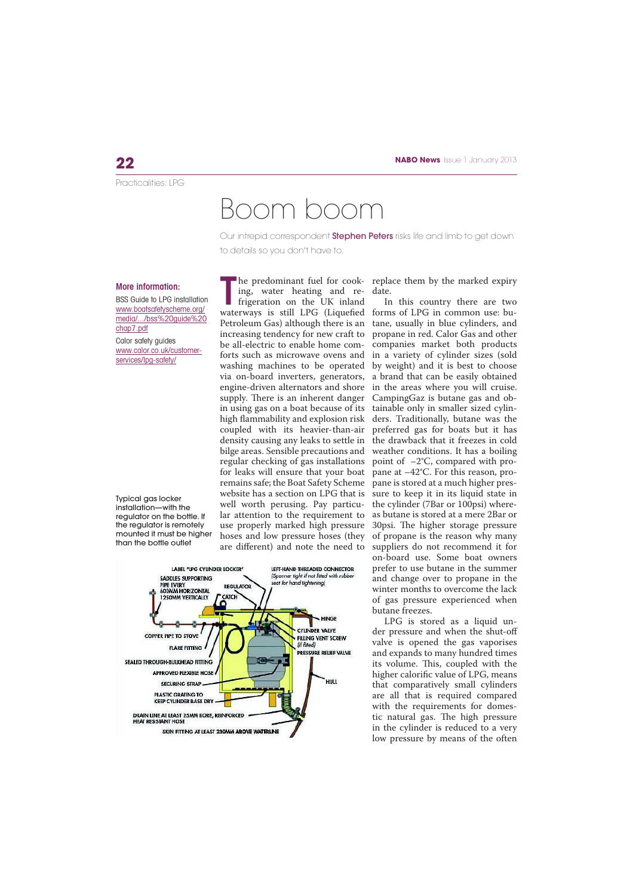Practicalities: LPG

# Boom boom

Our intrepid correspondent **Stephen Peters** risks life and limb to get down to details so you don't have to.

**More information:**

BSS Guide to LPG installation
www.boatsafetyscheme.org/media/.../bss%20guide%20chap7.pdf

Calor safety guides
www.calor.co.uk/customer-services/lpg-safety/

The predominant fuel for cooking, water heating and refrigeration on the UK inland waterways is still LPG (Liquefied Petroleum Gas) although there is an increasing tendency for new craft to be all-electric to enable home comforts such as microwave ovens and washing machines to be operated via on-board inverters, generators, engine-driven alternators and shore supply. There is an inherent danger in using gas on a boat because of its high flammability and explosion risk coupled with its heavier-than-air density causing any leaks to settle in bilge areas. Sensible precautions and regular checking of gas installations for leaks will ensure that your boat remains safe; the Boat Safety Scheme website has a section on LPG that is well worth perusing. Pay particular attention to the requirement to use properly marked high pressure hoses and low pressure hoses (they are different) and note the need to replace them by the marked expiry date.

In this country there are two forms of LPG in common use: butane, usually in blue cylinders, and propane in red. Calor Gas and other companies market both products in a variety of cylinder sizes (sold by weight) and it is best to choose a brand that can be easily obtained in the areas where you will cruise. CampingGaz is butane gas and obtainable only in smaller sized cylinders. Traditionally, butane was the preferred gas for boats but it has the drawback that it freezes in cold weather conditions. It has a boiling point of −2°C, compared with propane at −42°C. For this reason, propane is stored at a much higher pressure to keep it in its liquid state in the cylinder (7Bar or 100psi) whereas butane is stored at a mere 2Bar or 30psi. The higher storage pressure of propane is the reason why many suppliers do not recommend it for on-board use. Some boat owners prefer to use butane in the summer and change over to propane in the winter months to overcome the lack of gas pressure experienced when butane freezes.

LPG is stored as a liquid under pressure and when the shut-off valve is opened the gas vaporises and expands to many hundred times its volume. This, coupled with the higher calorific value of LPG, means that comparatively small cylinders are all that is required compared with the requirements for domestic natural gas. The high pressure in the cylinder is reduced to a very low pressure by means of the often

Typical gas locker installation—with the regulator on the bottle. If the regulator is remotely mounted it must be higher than the bottle outlet

LABEL "LPG CYLINDER LOCKER" · LEFT-HAND THREADED CONNECTOR (Spanner tight if not fitted with rubber seal for hand tightening) · SADDLES SUPPORTING PIPE EVERY 600MM HORIZONTAL 1250MM VERTICALLY · REGULATOR · CATCH · HINGE · CYLINDER VALVE · FILLING VENT SCREW (If fitted) · PRESSURE RELIEF VALVE · COPPER PIPE TO STOVE · FLARE FITTING · SEALED THROUGH-BULKHEAD FITTING · APPROVED FLEXIBLE HOSE · HULL · SECURING STRAP · PLASTIC GRATING TO KEEP CYLINDER BASE DRY · DRAIN LINE AT LEAST 25MM BORE, REINFORCED HEAT RESISTANT HOSE · SKIN FITTING AT LEAST 230MM ABOVE WATERLINE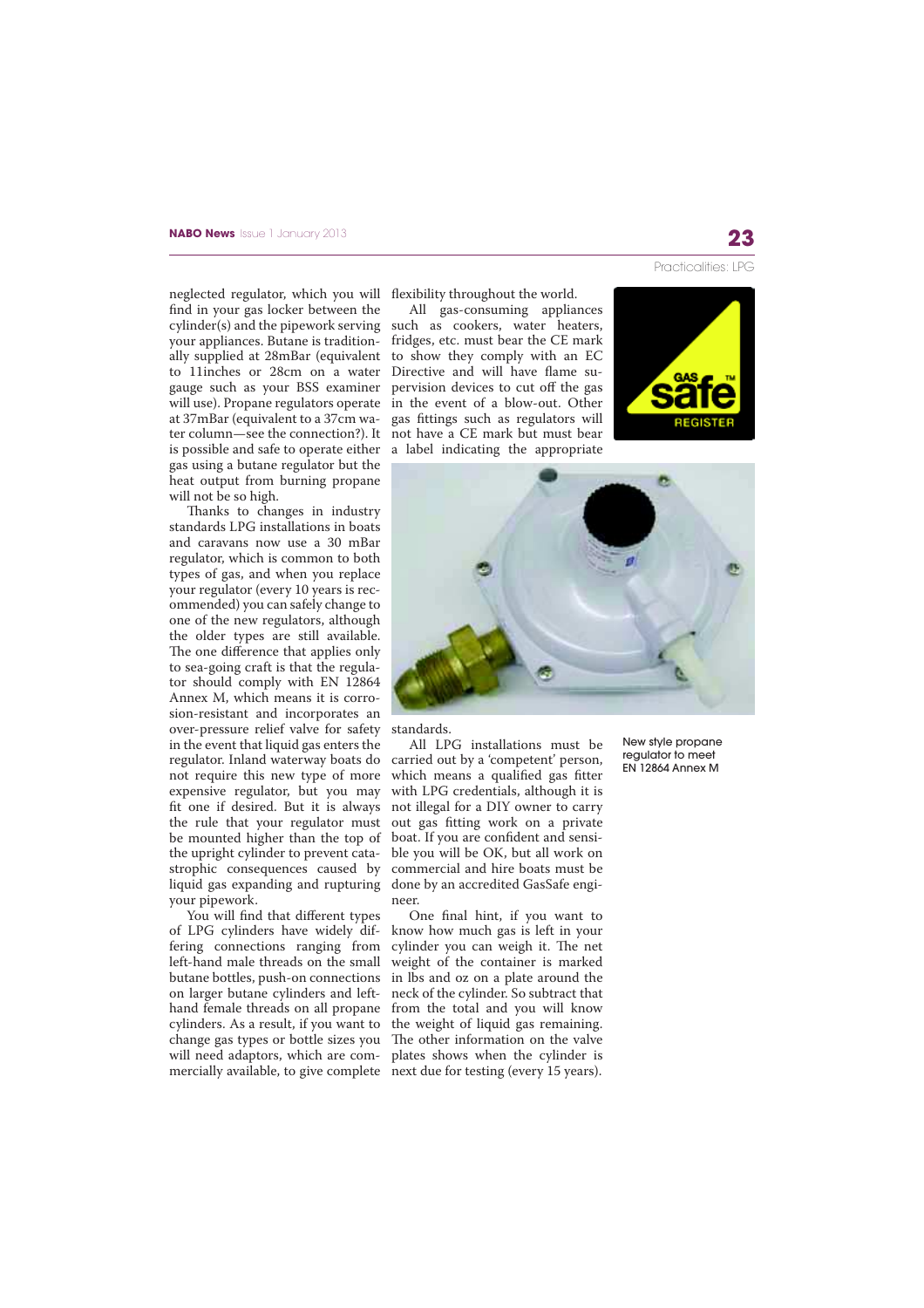neglected regulator, which you will find in your gas locker between the cylinder(s) and the pipework serving your appliances. Butane is traditionally supplied at 28mBar (equivalent to 11inches or 28cm on a water gauge such as your BSS examiner will use). Propane regulators operate at 37mBar (equivalent to a 37cm water column—see the connection?). It is possible and safe to operate either gas using a butane regulator but the heat output from burning propane will not be so high.

Thanks to changes in industry standards LPG installations in boats and caravans now use a 30 mBar regulator, which is common to both types of gas, and when you replace your regulator (every 10 years is recommended) you can safely change to one of the new regulators, although the older types are still available. The one difference that applies only to sea-going craft is that the regulator should comply with EN 12864 Annex M, which means it is corrosion-resistant and incorporates an over-pressure relief valve for safety in the event that liquid gas enters the regulator. Inland waterway boats do not require this new type of more expensive regulator, but you may fit one if desired. But it is always the rule that your regulator must be mounted higher than the top of the upright cylinder to prevent catastrophic consequences caused by liquid gas expanding and rupturing your pipework.

You will find that different types of LPG cylinders have widely differing connections ranging from left-hand male threads on the small butane bottles, push-on connections on larger butane cylinders and left-hand female threads on all propane cylinders. As a result, if you want to change gas types or bottle sizes you will need adaptors, which are commercially available, to give complete flexibility throughout the world.

All gas-consuming appliances such as cookers, water heaters, fridges, etc. must bear the CE mark to show they comply with an EC Directive and will have flame supervision devices to cut off the gas in the event of a blow-out. Other gas fittings such as regulators will not have a CE mark but must bear a label indicating the appropriate standards.

All LPG installations must be carried out by a 'competent' person, which means a qualified gas fitter with LPG credentials, although it is not illegal for a DIY owner to carry out gas fitting work on a private boat. If you are confident and sensible you will be OK, but all work on commercial and hire boats must be done by an accredited GasSafe engineer.

One final hint, if you want to know how much gas is left in your cylinder you can weigh it. The net weight of the container is marked in lbs and oz on a plate around the neck of the cylinder. So subtract that from the total and you will know the weight of liquid gas remaining. The other information on the valve plates shows when the cylinder is next due for testing (every 15 years).

New style propane regulator to meet EN 12864 Annex M